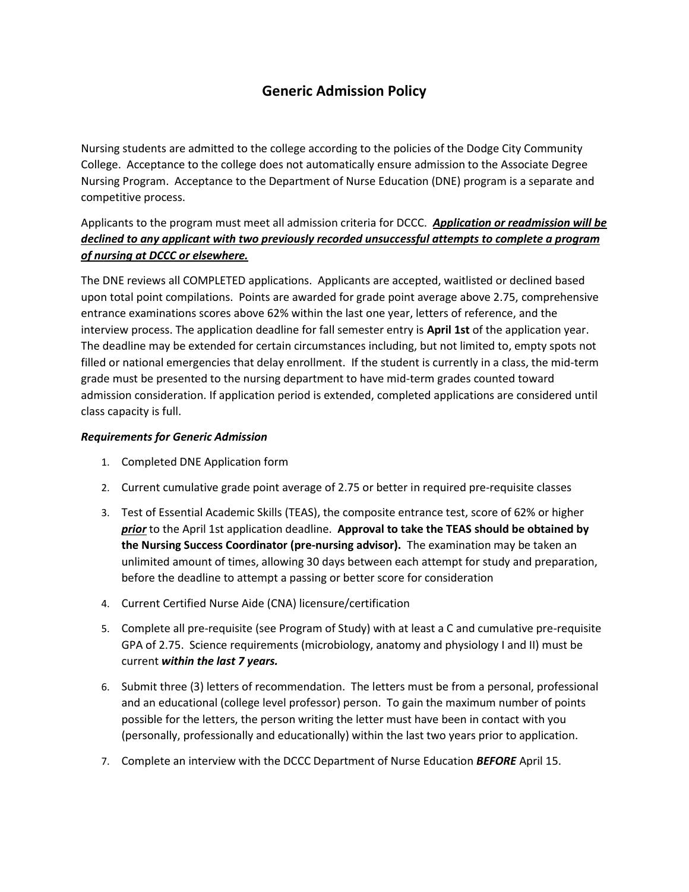# Generic Admission Policy

Nursing students are admitted to the college according to the policies of the Dodge City Community College. Acceptance to the college does not automatically ensure admission to the Associate Degree Nursing Program. Acceptance to the Department of Nurse Education (DNE) program is a separate and competitive process.

Applicants to the program must meet all admission criteria for DCCC. ***<u>Application or readmission will be declined to any applicant with two previously recorded unsuccessful attempts to complete a program of nursing at DCCC or elsewhere.</u>***

The DNE reviews all COMPLETED applications. Applicants are accepted, waitlisted or declined based upon total point compilations. Points are awarded for grade point average above 2.75, comprehensive entrance examinations scores above 62% within the last one year, letters of reference, and the interview process. The application deadline for fall semester entry is **April 1st** of the application year. The deadline may be extended for certain circumstances including, but not limited to, empty spots not filled or national emergencies that delay enrollment. If the student is currently in a class, the mid-term grade must be presented to the nursing department to have mid-term grades counted toward admission consideration. If application period is extended, completed applications are considered until class capacity is full.

***Requirements for Generic Admission***

1. Completed DNE Application form
2. Current cumulative grade point average of 2.75 or better in required pre-requisite classes
3. Test of Essential Academic Skills (TEAS), the composite entrance test, score of 62% or higher ***<u>prior</u>*** to the April 1st application deadline. **Approval to take the TEAS should be obtained by the Nursing Success Coordinator (pre-nursing advisor).** The examination may be taken an unlimited amount of times, allowing 30 days between each attempt for study and preparation, before the deadline to attempt a passing or better score for consideration
4. Current Certified Nurse Aide (CNA) licensure/certification
5. Complete all pre-requisite (see Program of Study) with at least a C and cumulative pre-requisite GPA of 2.75. Science requirements (microbiology, anatomy and physiology I and II) must be current ***within the last 7 years.***
6. Submit three (3) letters of recommendation. The letters must be from a personal, professional and an educational (college level professor) person. To gain the maximum number of points possible for the letters, the person writing the letter must have been in contact with you (personally, professionally and educationally) within the last two years prior to application.
7. Complete an interview with the DCCC Department of Nurse Education ***BEFORE*** April 15.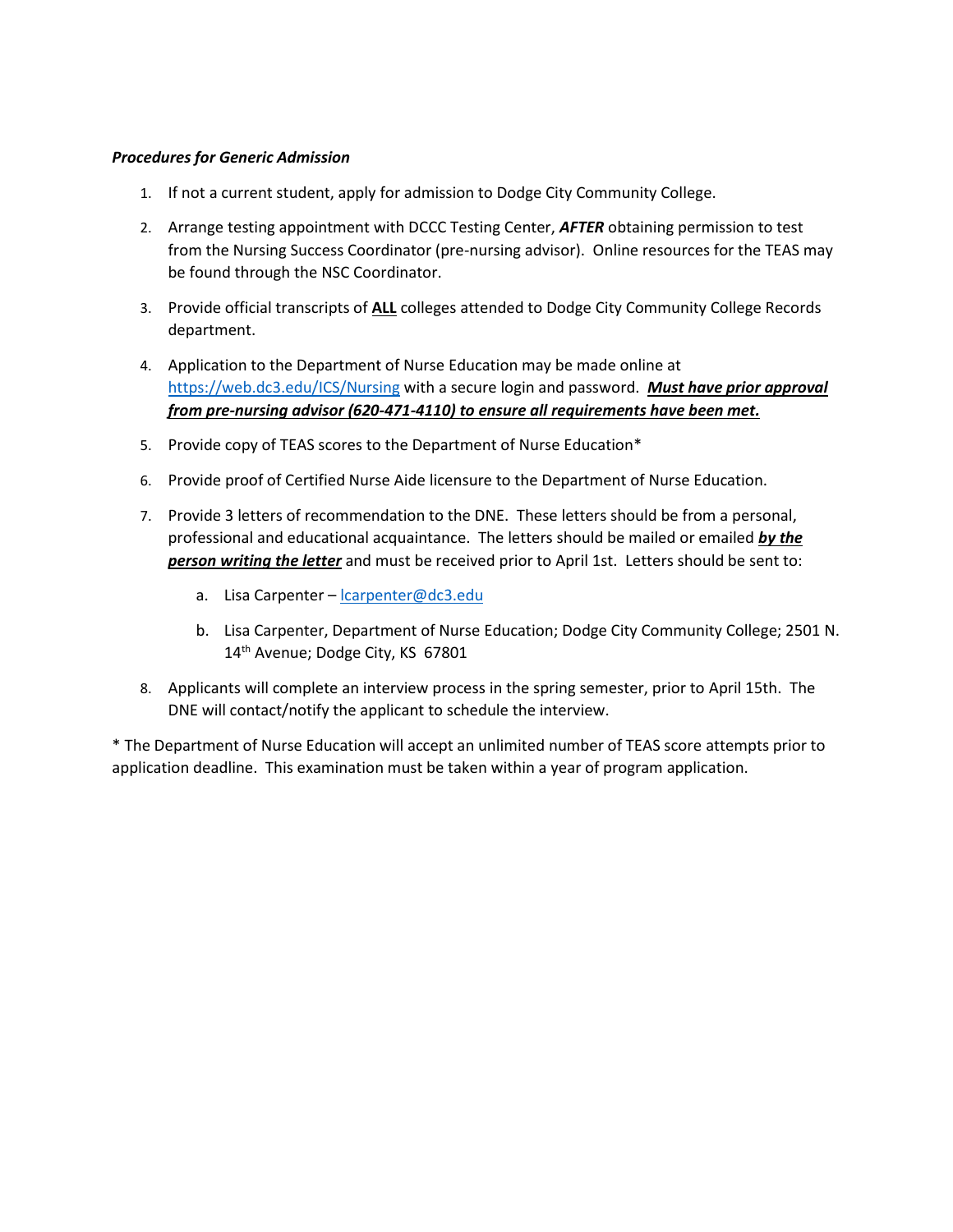***Procedures for Generic Admission***

1. If not a current student, apply for admission to Dodge City Community College.
2. Arrange testing appointment with DCCC Testing Center, ***AFTER*** obtaining permission to test from the Nursing Success Coordinator (pre-nursing advisor). Online resources for the TEAS may be found through the NSC Coordinator.
3. Provide official transcripts of **ALL** colleges attended to Dodge City Community College Records department.
4. Application to the Department of Nurse Education may be made online at [https://web.dc3.edu/ICS/Nursing](https://web.dc3.edu/ICS/Nursing) with a secure login and password. ***Must have prior approval from pre-nursing advisor (620-471-4110) to ensure all requirements have been met.***
5. Provide copy of TEAS scores to the Department of Nurse Education*
6. Provide proof of Certified Nurse Aide licensure to the Department of Nurse Education.
7. Provide 3 letters of recommendation to the DNE. These letters should be from a personal, professional and educational acquaintance. The letters should be mailed or emailed ***by the person writing the letter*** and must be received prior to April 1st. Letters should be sent to:
   a. Lisa Carpenter – [lcarpenter@dc3.edu](mailto:lcarpenter@dc3.edu)
   b. Lisa Carpenter, Department of Nurse Education; Dodge City Community College; 2501 N. 14th Avenue; Dodge City, KS 67801
8. Applicants will complete an interview process in the spring semester, prior to April 15th. The DNE will contact/notify the applicant to schedule the interview.

* The Department of Nurse Education will accept an unlimited number of TEAS score attempts prior to application deadline. This examination must be taken within a year of program application.